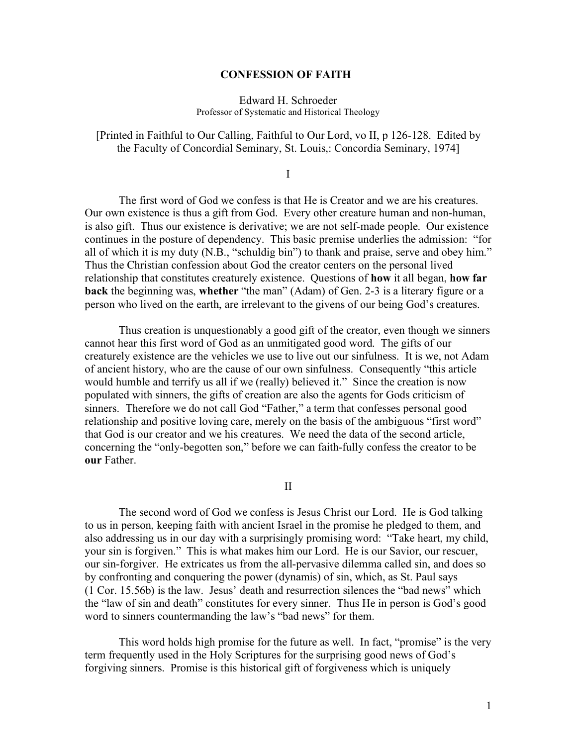# CONFESSION OF FAITH

Edward H. Schroeder
Professor of Systematic and Historical Theology

[Printed in Faithful to Our Calling, Faithful to Our Lord, vo II, p 126-128. Edited by the Faculty of Concordial Seminary, St. Louis,: Concordia Seminary, 1974]

## I

The first word of God we confess is that He is Creator and we are his creatures. Our own existence is thus a gift from God. Every other creature human and non-human, is also gift. Thus our existence is derivative; we are not self-made people. Our existence continues in the posture of dependency. This basic premise underlies the admission: "for all of which it is my duty (N.B., "schuldig bin") to thank and praise, serve and obey him." Thus the Christian confession about God the creator centers on the personal lived relationship that constitutes creaturely existence. Questions of **how** it all began, **how far back** the beginning was, **whether** "the man" (Adam) of Gen. 2-3 is a literary figure or a person who lived on the earth, are irrelevant to the givens of our being God's creatures.

Thus creation is unquestionably a good gift of the creator, even though we sinners cannot hear this first word of God as an unmitigated good word. The gifts of our creaturely existence are the vehicles we use to live out our sinfulness. It is we, not Adam of ancient history, who are the cause of our own sinfulness. Consequently "this article would humble and terrify us all if we (really) believed it." Since the creation is now populated with sinners, the gifts of creation are also the agents for Gods criticism of sinners. Therefore we do not call God "Father," a term that confesses personal good relationship and positive loving care, merely on the basis of the ambiguous "first word" that God is our creator and we his creatures. We need the data of the second article, concerning the "only-begotten son," before we can faith-fully confess the creator to be **our** Father.

## II

The second word of God we confess is Jesus Christ our Lord. He is God talking to us in person, keeping faith with ancient Israel in the promise he pledged to them, and also addressing us in our day with a surprisingly promising word: "Take heart, my child, your sin is forgiven." This is what makes him our Lord. He is our Savior, our rescuer, our sin-forgiver. He extricates us from the all-pervasive dilemma called sin, and does so by confronting and conquering the power (dynamis) of sin, which, as St. Paul says (1 Cor. 15.56b) is the law. Jesus' death and resurrection silences the "bad news" which the "law of sin and death" constitutes for every sinner. Thus He in person is God's good word to sinners countermanding the law's "bad news" for them.

This word holds high promise for the future as well. In fact, "promise" is the very term frequently used in the Holy Scriptures for the surprising good news of God's forgiving sinners. Promise is this historical gift of forgiveness which is uniquely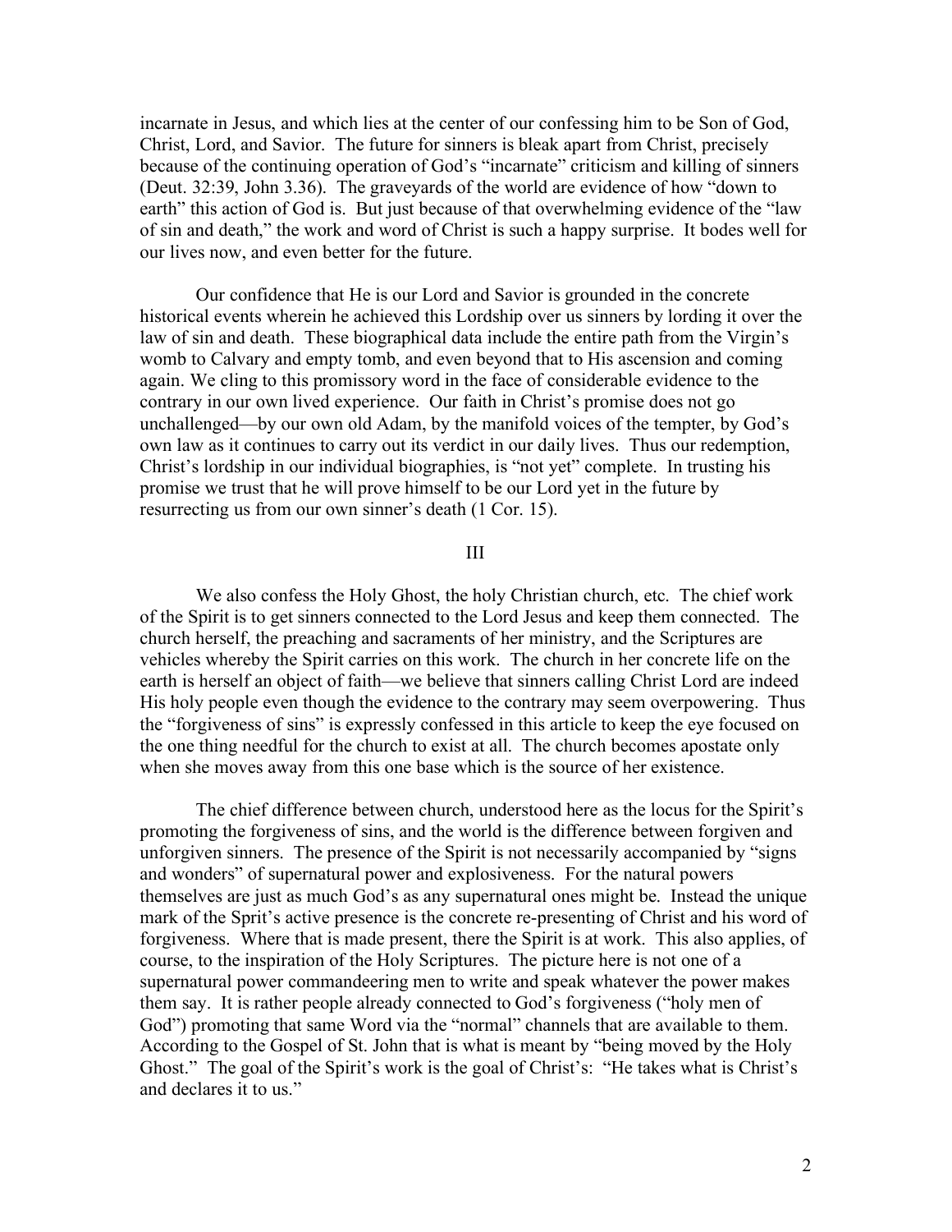incarnate in Jesus, and which lies at the center of our confessing him to be Son of God, Christ, Lord, and Savior. The future for sinners is bleak apart from Christ, precisely because of the continuing operation of God's "incarnate" criticism and killing of sinners (Deut. 32:39, John 3.36). The graveyards of the world are evidence of how "down to earth" this action of God is. But just because of that overwhelming evidence of the "law of sin and death," the work and word of Christ is such a happy surprise. It bodes well for our lives now, and even better for the future.

Our confidence that He is our Lord and Savior is grounded in the concrete historical events wherein he achieved this Lordship over us sinners by lording it over the law of sin and death. These biographical data include the entire path from the Virgin's womb to Calvary and empty tomb, and even beyond that to His ascension and coming again. We cling to this promissory word in the face of considerable evidence to the contrary in our own lived experience. Our faith in Christ's promise does not go unchallenged—by our own old Adam, by the manifold voices of the tempter, by God's own law as it continues to carry out its verdict in our daily lives. Thus our redemption, Christ's lordship in our individual biographies, is "not yet" complete. In trusting his promise we trust that he will prove himself to be our Lord yet in the future by resurrecting us from our own sinner's death (1 Cor. 15).

## III

We also confess the Holy Ghost, the holy Christian church, etc. The chief work of the Spirit is to get sinners connected to the Lord Jesus and keep them connected. The church herself, the preaching and sacraments of her ministry, and the Scriptures are vehicles whereby the Spirit carries on this work. The church in her concrete life on the earth is herself an object of faith—we believe that sinners calling Christ Lord are indeed His holy people even though the evidence to the contrary may seem overpowering. Thus the "forgiveness of sins" is expressly confessed in this article to keep the eye focused on the one thing needful for the church to exist at all. The church becomes apostate only when she moves away from this one base which is the source of her existence.

The chief difference between church, understood here as the locus for the Spirit's promoting the forgiveness of sins, and the world is the difference between forgiven and unforgiven sinners. The presence of the Spirit is not necessarily accompanied by "signs and wonders" of supernatural power and explosiveness. For the natural powers themselves are just as much God's as any supernatural ones might be. Instead the unique mark of the Sprit's active presence is the concrete re-presenting of Christ and his word of forgiveness. Where that is made present, there the Spirit is at work. This also applies, of course, to the inspiration of the Holy Scriptures. The picture here is not one of a supernatural power commandeering men to write and speak whatever the power makes them say. It is rather people already connected to God's forgiveness ("holy men of God") promoting that same Word via the "normal" channels that are available to them. According to the Gospel of St. John that is what is meant by "being moved by the Holy Ghost." The goal of the Spirit's work is the goal of Christ's: "He takes what is Christ's and declares it to us."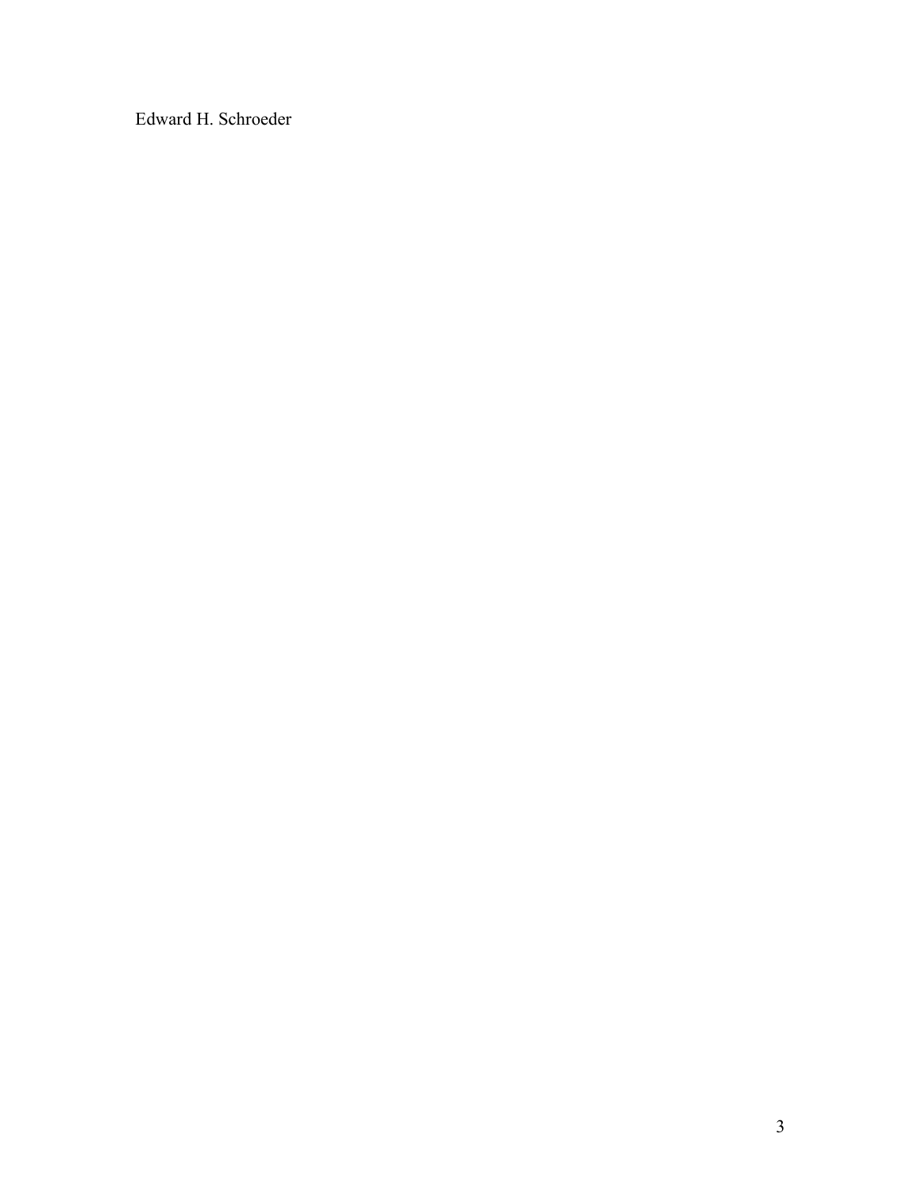Edward H. Schroeder